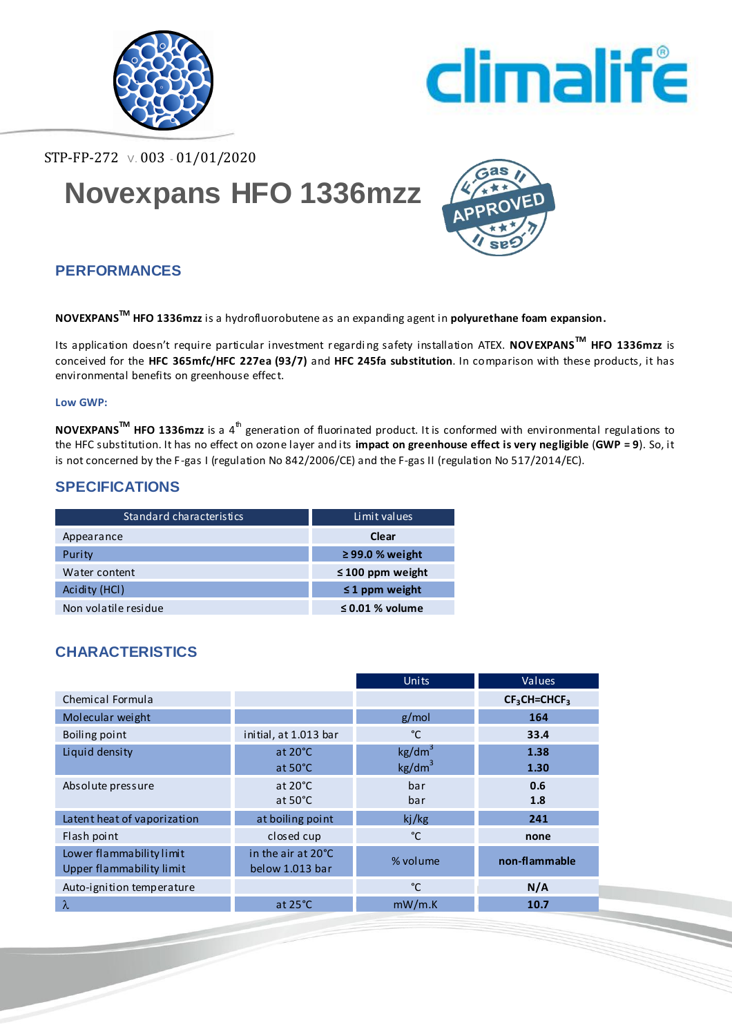STP-FP-272 v. 003 - 01/01/2020

# Novexpans HFO 1336mzz

## PERFORMANCES

**NOVEXPANS™ HFO 1336mzz** is a hydrofluorobutene as an expanding agent in **polyurethane foam expansion.**

Its application doesn't require particular investment regarding safety installation ATEX. **NOVEXPANS™ HFO 1336mzz** is conceived for the **HFC 365mfc/HFC 227ea (93/7)** and **HFC 245fa substitution**. In comparison with these products, it has environmental benefits on greenhouse effect.

### Low GWP:

**NOVEXPANS™ HFO 1336mzz** is a 4th generation of fluorinated product. It is conformed with environmental regulations to the HFC substitution. It has no effect on ozone layer and its **impact on greenhouse effect is very negligible** (**GWP = 9**). So, it is not concerned by the F-gas I (regulation No 842/2006/CE) and the F-gas II (regulation No 517/2014/EC).

## SPECIFICATIONS

| Standard characteristics | Limit values |
|---|---|
| Appearance | **Clear** |
| Purity | **≥ 99.0 % weight** |
| Water content | **≤ 100 ppm weight** |
| Acidity (HCl) | **≤ 1 ppm weight** |
| Non volatile residue | **≤ 0.01 % volume** |

## CHARACTERISTICS

| | | Units | Values |
|---|---|---|---|
| Chemical Formula | | | **$CF_3CH{=}CHCF_3$** |
| Molecular weight | | g/mol | **164** |
| Boiling point | initial, at 1.013 bar | °C | **33.4** |
| Liquid density | at 20°C<br>at 50°C | $kg/dm^3$<br>$kg/dm^3$ | **1.38**<br>**1.30** |
| Absolute pressure | at 20°C<br>at 50°C | bar<br>bar | **0.6**<br>**1.8** |
| Latent heat of vaporization | at boiling point | kj/kg | **241** |
| Flash point | closed cup | °C | **none** |
| Lower flammability limit<br>Upper flammability limit | in the air at 20°C<br>below 1.013 bar | % volume | **non-flammable** |
| Auto-ignition temperature | | °C | **N/A** |
| $\lambda$ | at 25°C | mW/m.K | **10.7** |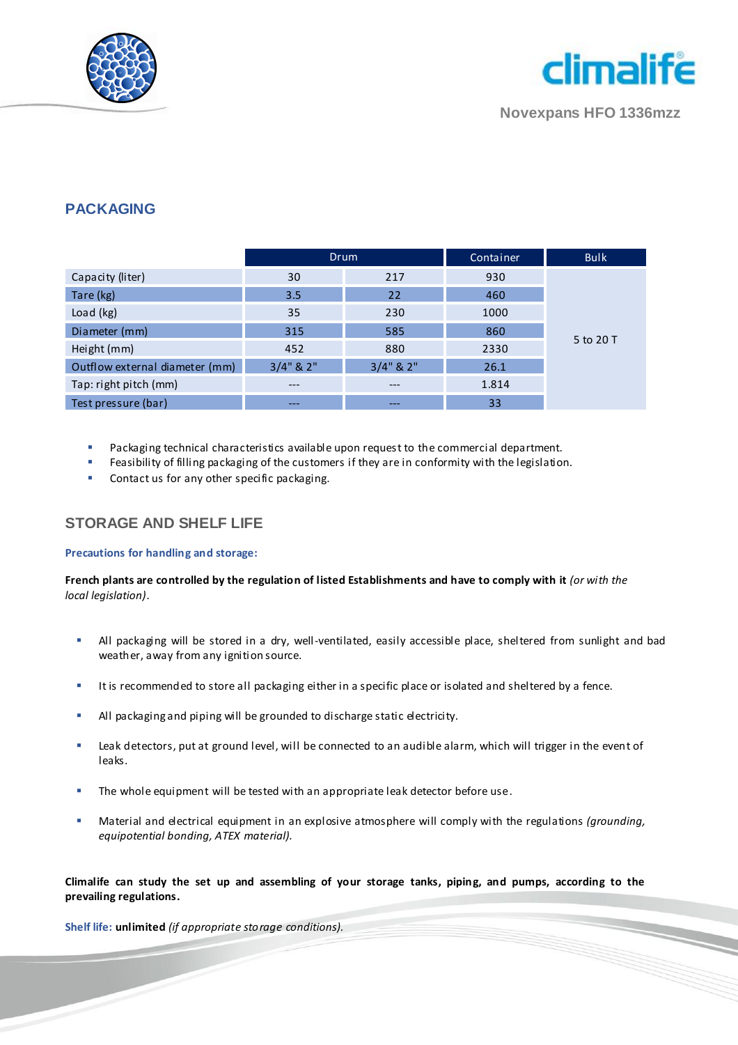## PACKAGING

| | Drum | | Container | Bulk |
|---|---|---|---|---|
| Capacity (liter) | 30 | 217 | 930 | 5 to 20 T |
| Tare (kg) | 3.5 | 22 | 460 | |
| Load (kg) | 35 | 230 | 1000 | |
| Diameter (mm) | 315 | 585 | 860 | |
| Height (mm) | 452 | 880 | 2330 | |
| Outflow external diameter (mm) | 3/4" & 2" | 3/4" & 2" | 26.1 | |
| Tap: right pitch (mm) | --- | --- | 1.814 | |
| Test pressure (bar) | --- | --- | 33 | |

- Packaging technical characteristics available upon request to the commercial department.
- Feasibility of filling packaging of the customers if they are in conformity with the legislation.
- Contact us for any other specific packaging.

## STORAGE AND SHELF LIFE

### Precautions for handling and storage:

**French plants are controlled by the regulation of listed Establishments and have to comply with it** *(or with the local legislation).*

- All packaging will be stored in a dry, well-ventilated, easily accessible place, sheltered from sunlight and bad weather, away from any ignition source.
- It is recommended to store all packaging either in a specific place or isolated and sheltered by a fence.
- All packaging and piping will be grounded to discharge static electricity.
- Leak detectors, put at ground level, will be connected to an audible alarm, which will trigger in the event of leaks.
- The whole equipment will be tested with an appropriate leak detector before use.
- Material and electrical equipment in an explosive atmosphere will comply with the regulations *(grounding, equipotential bonding, ATEX material).*

**Climalife can study the set up and assembling of your storage tanks, piping, and pumps, according to the prevailing regulations.**

Shelf life: **unlimited** *(if appropriate storage conditions).*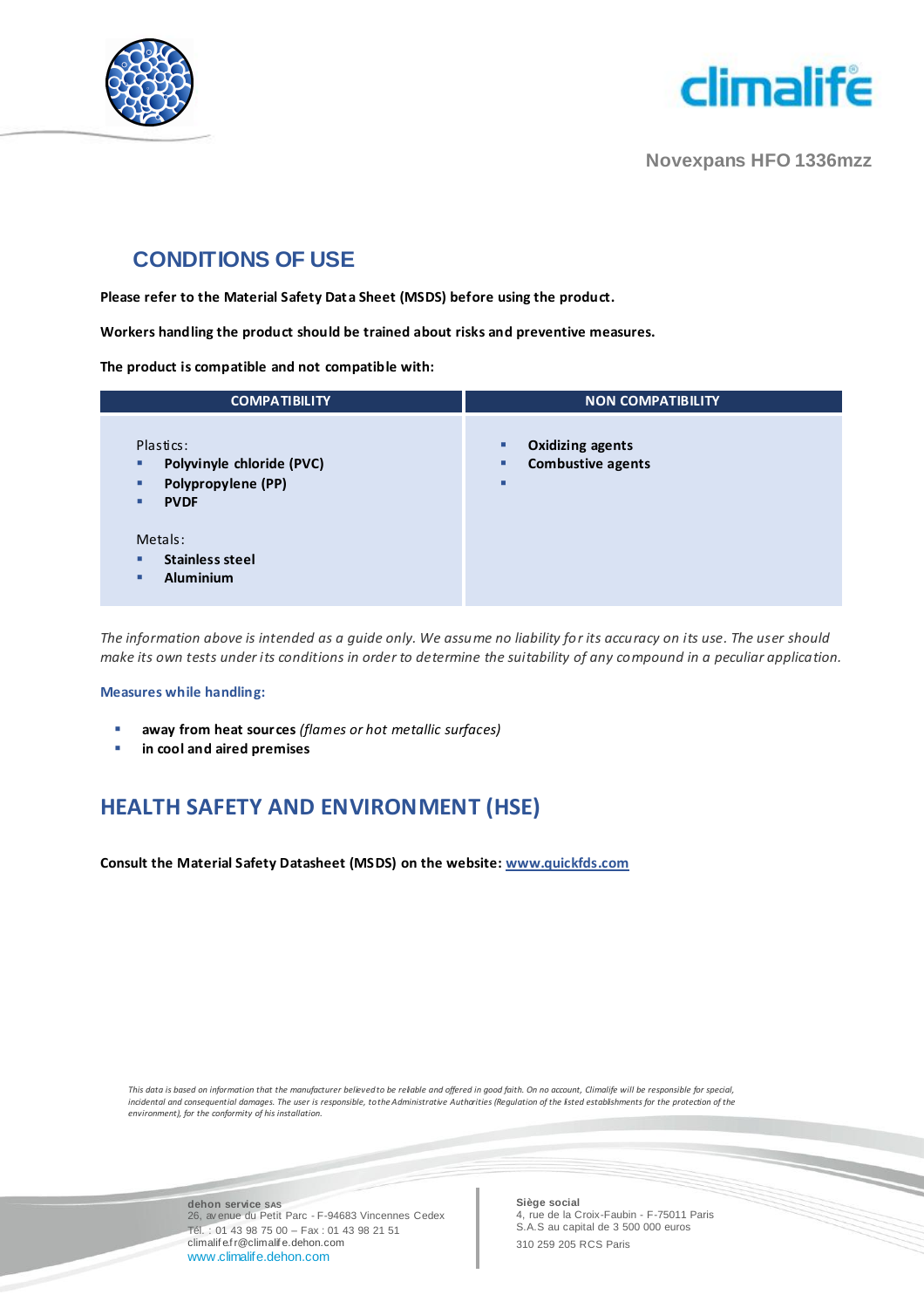Novexpans HFO 1336mzz

## CONDITIONS OF USE

**Please refer to the Material Safety Data Sheet (MSDS) before using the product.**

**Workers handling the product should be trained about risks and preventive measures.**

**The product is compatible and not compatible with:**

| COMPATIBILITY | NON COMPATIBILITY |
|---|---|
| Plastics:<br>▪ **Polyvinyle chloride (PVC)**<br>▪ **Polypropylene (PP)**<br>▪ **PVDF**<br><br>Metals:<br>▪ **Stainless steel**<br>▪ **Aluminium** | ▪ **Oxidizing agents**<br>▪ **Combustive agents**<br>▪ |

*The information above is intended as a guide only. We assume no liability for its accuracy on its use. The user should make its own tests under its conditions in order to determine the suitability of any compound in a peculiar application.*

**Measures while handling:**

- **away from heat sources** *(flames or hot metallic surfaces)*
- **in cool and aired premises**

## HEALTH SAFETY AND ENVIRONMENT (HSE)

**Consult the Material Safety Datasheet (MSDS) on the website: www.quickfds.com**

*This data is based on information that the manufacturer believed to be reliable and offered in good faith. On no account, Climalife will be responsible for special, incidental and consequential damages. The user is responsible, to the Administrative Authorities (Regulation of the listed establishments for the protection of the environment), for the conformity of his installation.*

**dehon service SAS**
26, avenue du Petit Parc - F-94683 Vincennes Cedex
Tél. : 01 43 98 75 00 – Fax : 01 43 98 21 51
climalife.fr@climalife.dehon.com
www.climalife.dehon.com

**Siège social**
4, rue de la Croix-Faubin - F-75011 Paris
S.A.S au capital de 3 500 000 euros
310 259 205 RCS Paris